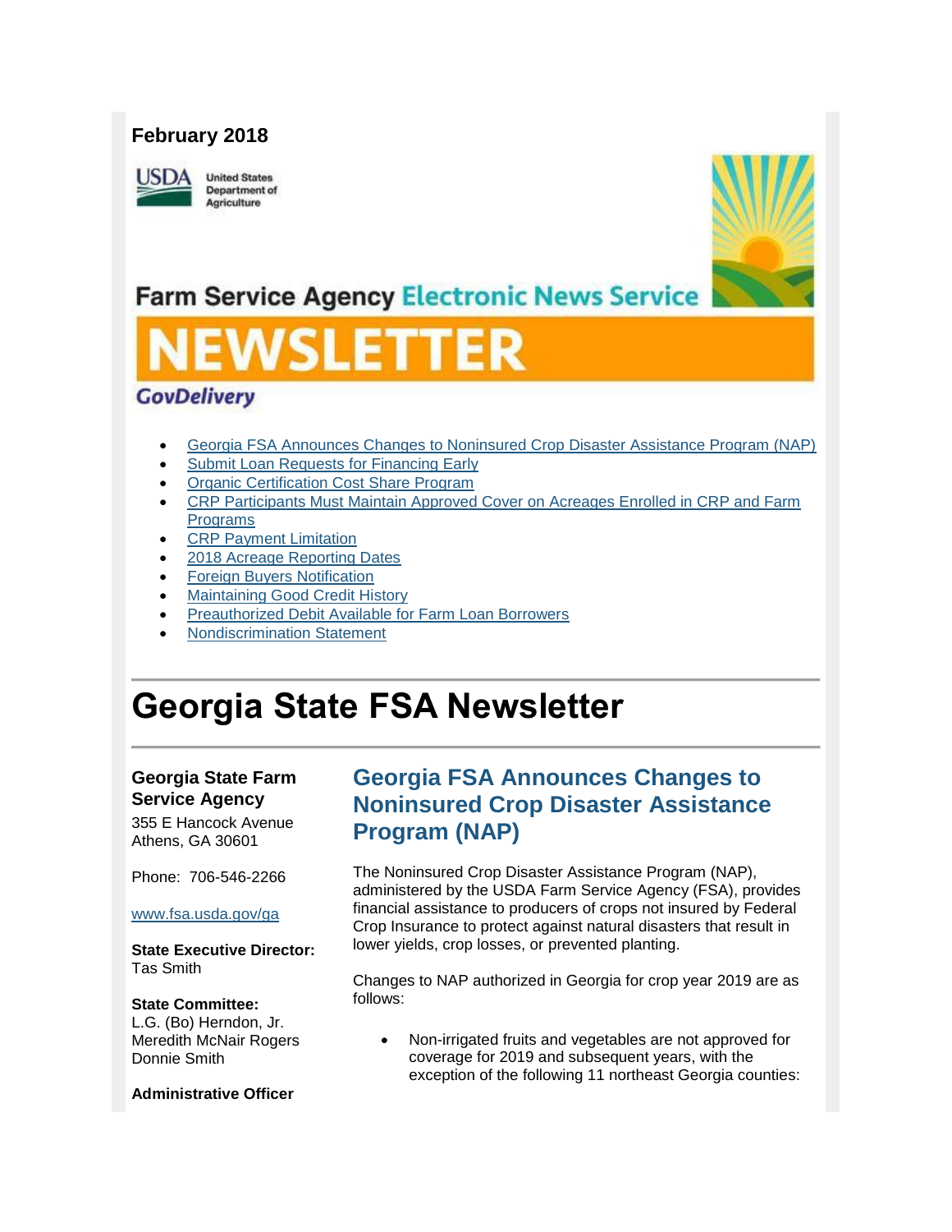**February 2018**

United States Department of Agriculture

Farm Service Agency Electronic News Service

NEWSLETTER

GovDelivery

- Georgia FSA Announces Changes to Noninsured Crop Disaster Assistance Program (NAP)
- Submit Loan Requests for Financing Early
- Organic Certification Cost Share Program
- CRP Participants Must Maintain Approved Cover on Acreages Enrolled in CRP and Farm Programs
- CRP Payment Limitation
- 2018 Acreage Reporting Dates
- Foreign Buyers Notification
- Maintaining Good Credit History
- Preauthorized Debit Available for Farm Loan Borrowers
- Nondiscrimination Statement

# Georgia State FSA Newsletter

**Georgia State Farm Service Agency**

355 E Hancock Avenue
Athens, GA 30601

Phone: 706-546-2266

www.fsa.usda.gov/ga

**State Executive Director:**
Tas Smith

**State Committee:**
L.G. (Bo) Herndon, Jr.
Meredith McNair Rogers
Donnie Smith

**Administrative Officer**

## Georgia FSA Announces Changes to Noninsured Crop Disaster Assistance Program (NAP)

The Noninsured Crop Disaster Assistance Program (NAP), administered by the USDA Farm Service Agency (FSA), provides financial assistance to producers of crops not insured by Federal Crop Insurance to protect against natural disasters that result in lower yields, crop losses, or prevented planting.

Changes to NAP authorized in Georgia for crop year 2019 are as follows:

- Non-irrigated fruits and vegetables are not approved for coverage for 2019 and subsequent years, with the exception of the following 11 northeast Georgia counties: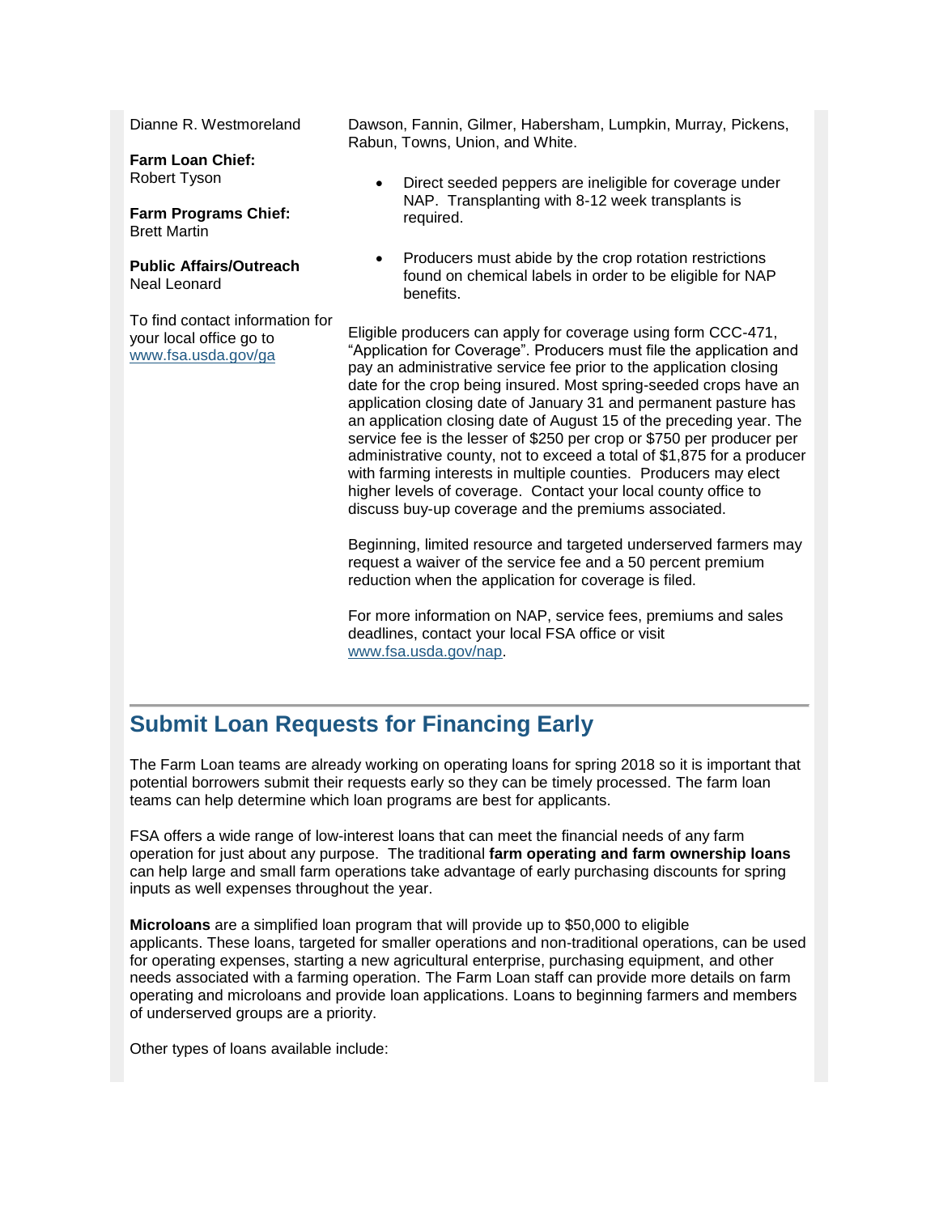Dianne R. Westmoreland

**Farm Loan Chief:**
Robert Tyson

**Farm Programs Chief:**
Brett Martin

**Public Affairs/Outreach**
Neal Leonard

To find contact information for your local office go to [www.fsa.usda.gov/ga](www.fsa.usda.gov/ga)

Dawson, Fannin, Gilmer, Habersham, Lumpkin, Murray, Pickens, Rabun, Towns, Union, and White.

- Direct seeded peppers are ineligible for coverage under NAP. Transplanting with 8-12 week transplants is required.
- Producers must abide by the crop rotation restrictions found on chemical labels in order to be eligible for NAP benefits.

Eligible producers can apply for coverage using form CCC-471, "Application for Coverage". Producers must file the application and pay an administrative service fee prior to the application closing date for the crop being insured. Most spring-seeded crops have an application closing date of January 31 and permanent pasture has an application closing date of August 15 of the preceding year. The service fee is the lesser of $250 per crop or $750 per producer per administrative county, not to exceed a total of $1,875 for a producer with farming interests in multiple counties. Producers may elect higher levels of coverage. Contact your local county office to discuss buy-up coverage and the premiums associated.

Beginning, limited resource and targeted underserved farmers may request a waiver of the service fee and a 50 percent premium reduction when the application for coverage is filed.

For more information on NAP, service fees, premiums and sales deadlines, contact your local FSA office or visit [www.fsa.usda.gov/nap](www.fsa.usda.gov/nap).

## Submit Loan Requests for Financing Early

The Farm Loan teams are already working on operating loans for spring 2018 so it is important that potential borrowers submit their requests early so they can be timely processed. The farm loan teams can help determine which loan programs are best for applicants.

FSA offers a wide range of low-interest loans that can meet the financial needs of any farm operation for just about any purpose. The traditional **farm operating and farm ownership loans** can help large and small farm operations take advantage of early purchasing discounts for spring inputs as well expenses throughout the year.

**Microloans** are a simplified loan program that will provide up to $50,000 to eligible applicants. These loans, targeted for smaller operations and non-traditional operations, can be used for operating expenses, starting a new agricultural enterprise, purchasing equipment, and other needs associated with a farming operation. The Farm Loan staff can provide more details on farm operating and microloans and provide loan applications. Loans to beginning farmers and members of underserved groups are a priority.

Other types of loans available include: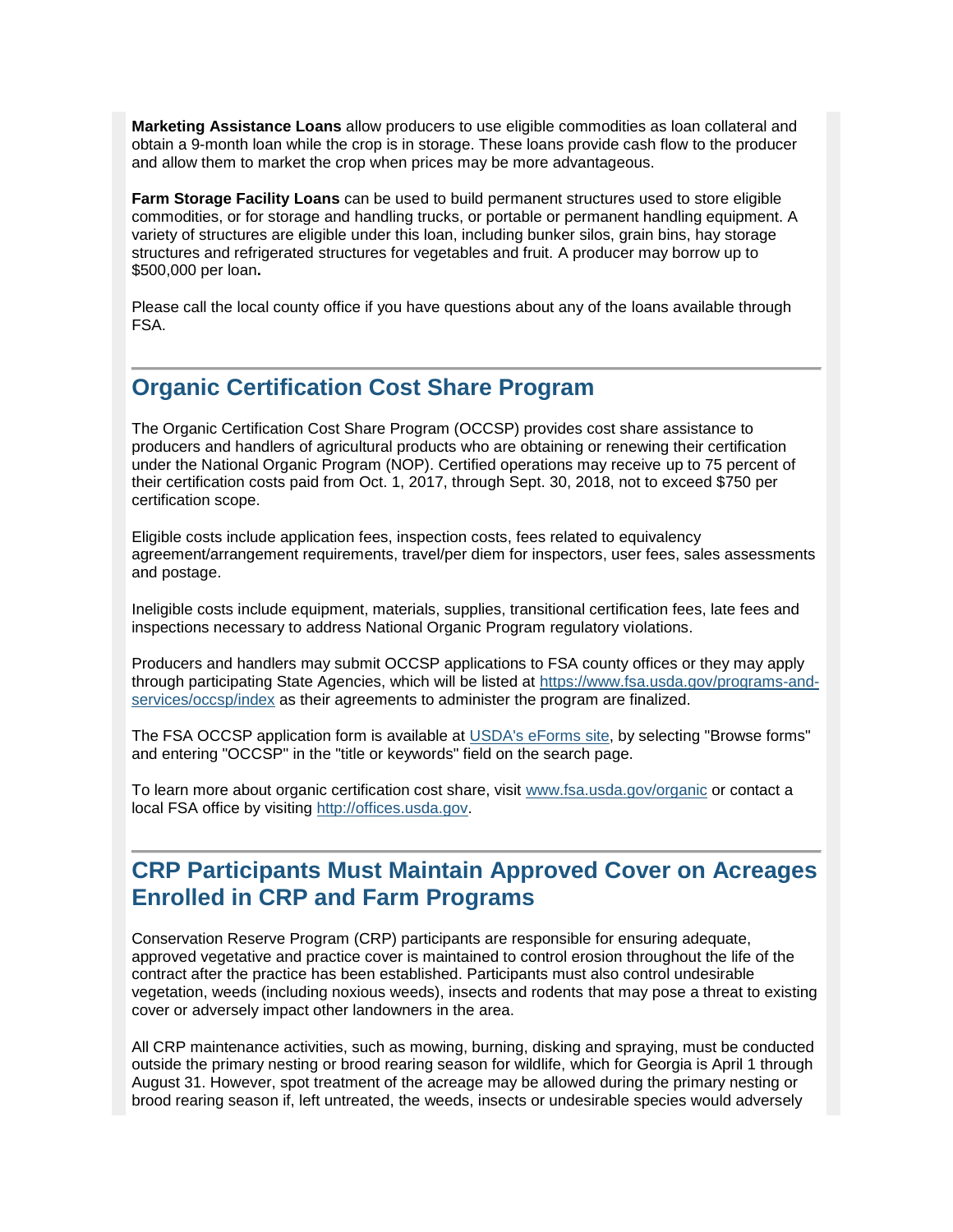**Marketing Assistance Loans** allow producers to use eligible commodities as loan collateral and obtain a 9-month loan while the crop is in storage. These loans provide cash flow to the producer and allow them to market the crop when prices may be more advantageous.

**Farm Storage Facility Loans** can be used to build permanent structures used to store eligible commodities, or for storage and handling trucks, or portable or permanent handling equipment. A variety of structures are eligible under this loan, including bunker silos, grain bins, hay storage structures and refrigerated structures for vegetables and fruit. A producer may borrow up to $500,000 per loan**.**

Please call the local county office if you have questions about any of the loans available through FSA.

## Organic Certification Cost Share Program

The Organic Certification Cost Share Program (OCCSP) provides cost share assistance to producers and handlers of agricultural products who are obtaining or renewing their certification under the National Organic Program (NOP). Certified operations may receive up to 75 percent of their certification costs paid from Oct. 1, 2017, through Sept. 30, 2018, not to exceed $750 per certification scope.

Eligible costs include application fees, inspection costs, fees related to equivalency agreement/arrangement requirements, travel/per diem for inspectors, user fees, sales assessments and postage.

Ineligible costs include equipment, materials, supplies, transitional certification fees, late fees and inspections necessary to address National Organic Program regulatory violations.

Producers and handlers may submit OCCSP applications to FSA county offices or they may apply through participating State Agencies, which will be listed at https://www.fsa.usda.gov/programs-and-services/occsp/index as their agreements to administer the program are finalized.

The FSA OCCSP application form is available at USDA's eForms site, by selecting "Browse forms" and entering "OCCSP" in the "title or keywords" field on the search page.

To learn more about organic certification cost share, visit www.fsa.usda.gov/organic or contact a local FSA office by visiting http://offices.usda.gov.

## CRP Participants Must Maintain Approved Cover on Acreages Enrolled in CRP and Farm Programs

Conservation Reserve Program (CRP) participants are responsible for ensuring adequate, approved vegetative and practice cover is maintained to control erosion throughout the life of the contract after the practice has been established. Participants must also control undesirable vegetation, weeds (including noxious weeds), insects and rodents that may pose a threat to existing cover or adversely impact other landowners in the area.

All CRP maintenance activities, such as mowing, burning, disking and spraying, must be conducted outside the primary nesting or brood rearing season for wildlife, which for Georgia is April 1 through August 31. However, spot treatment of the acreage may be allowed during the primary nesting or brood rearing season if, left untreated, the weeds, insects or undesirable species would adversely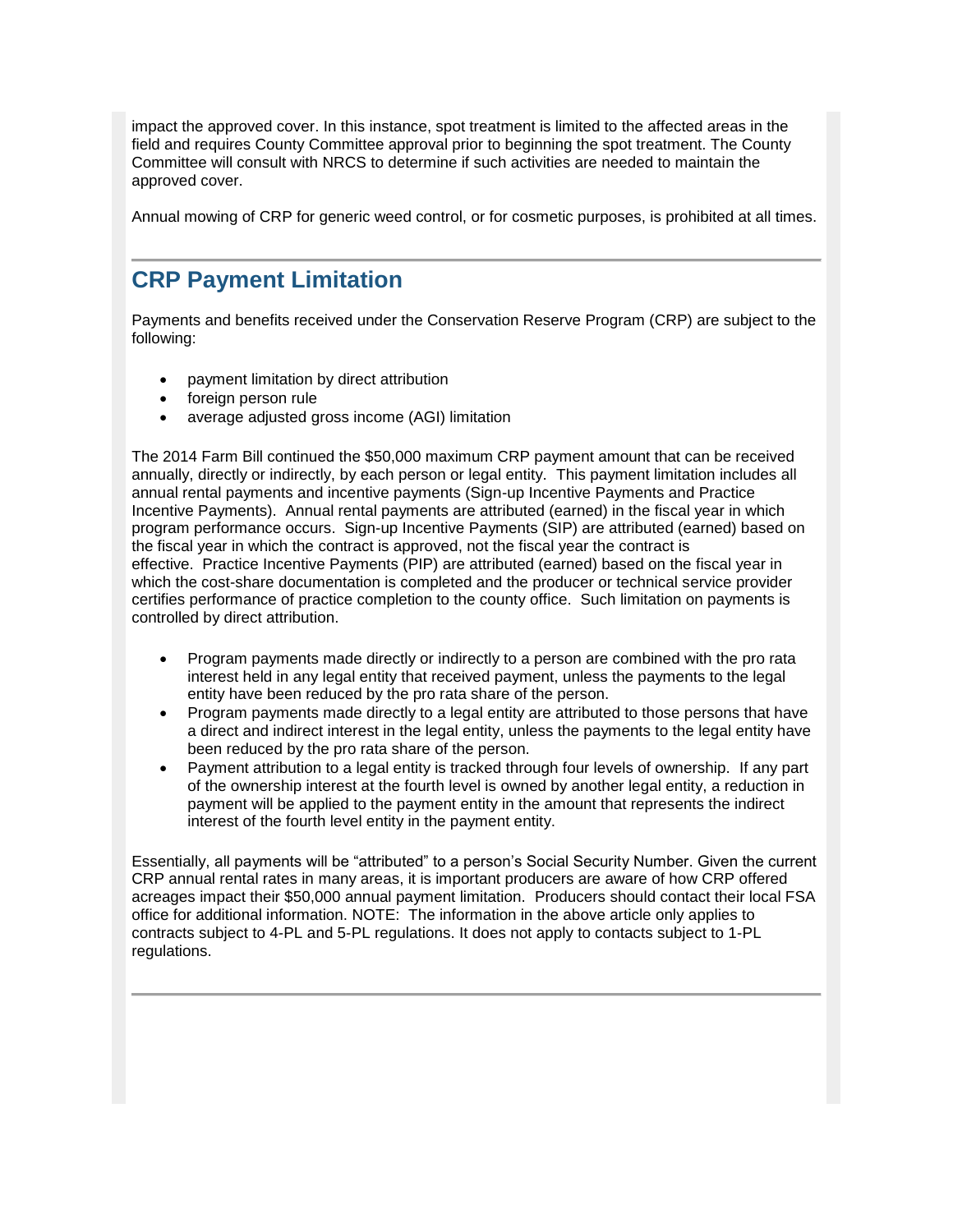impact the approved cover. In this instance, spot treatment is limited to the affected areas in the field and requires County Committee approval prior to beginning the spot treatment. The County Committee will consult with NRCS to determine if such activities are needed to maintain the approved cover.

Annual mowing of CRP for generic weed control, or for cosmetic purposes, is prohibited at all times.

---

## CRP Payment Limitation

Payments and benefits received under the Conservation Reserve Program (CRP) are subject to the following:

- payment limitation by direct attribution
- foreign person rule
- average adjusted gross income (AGI) limitation

The 2014 Farm Bill continued the $50,000 maximum CRP payment amount that can be received annually, directly or indirectly, by each person or legal entity. This payment limitation includes all annual rental payments and incentive payments (Sign-up Incentive Payments and Practice Incentive Payments). Annual rental payments are attributed (earned) in the fiscal year in which program performance occurs. Sign-up Incentive Payments (SIP) are attributed (earned) based on the fiscal year in which the contract is approved, not the fiscal year the contract is effective. Practice Incentive Payments (PIP) are attributed (earned) based on the fiscal year in which the cost-share documentation is completed and the producer or technical service provider certifies performance of practice completion to the county office. Such limitation on payments is controlled by direct attribution.

- Program payments made directly or indirectly to a person are combined with the pro rata interest held in any legal entity that received payment, unless the payments to the legal entity have been reduced by the pro rata share of the person.
- Program payments made directly to a legal entity are attributed to those persons that have a direct and indirect interest in the legal entity, unless the payments to the legal entity have been reduced by the pro rata share of the person.
- Payment attribution to a legal entity is tracked through four levels of ownership. If any part of the ownership interest at the fourth level is owned by another legal entity, a reduction in payment will be applied to the payment entity in the amount that represents the indirect interest of the fourth level entity in the payment entity.

Essentially, all payments will be "attributed" to a person's Social Security Number. Given the current CRP annual rental rates in many areas, it is important producers are aware of how CRP offered acreages impact their $50,000 annual payment limitation. Producers should contact their local FSA office for additional information. NOTE: The information in the above article only applies to contracts subject to 4-PL and 5-PL regulations. It does not apply to contacts subject to 1-PL regulations.

---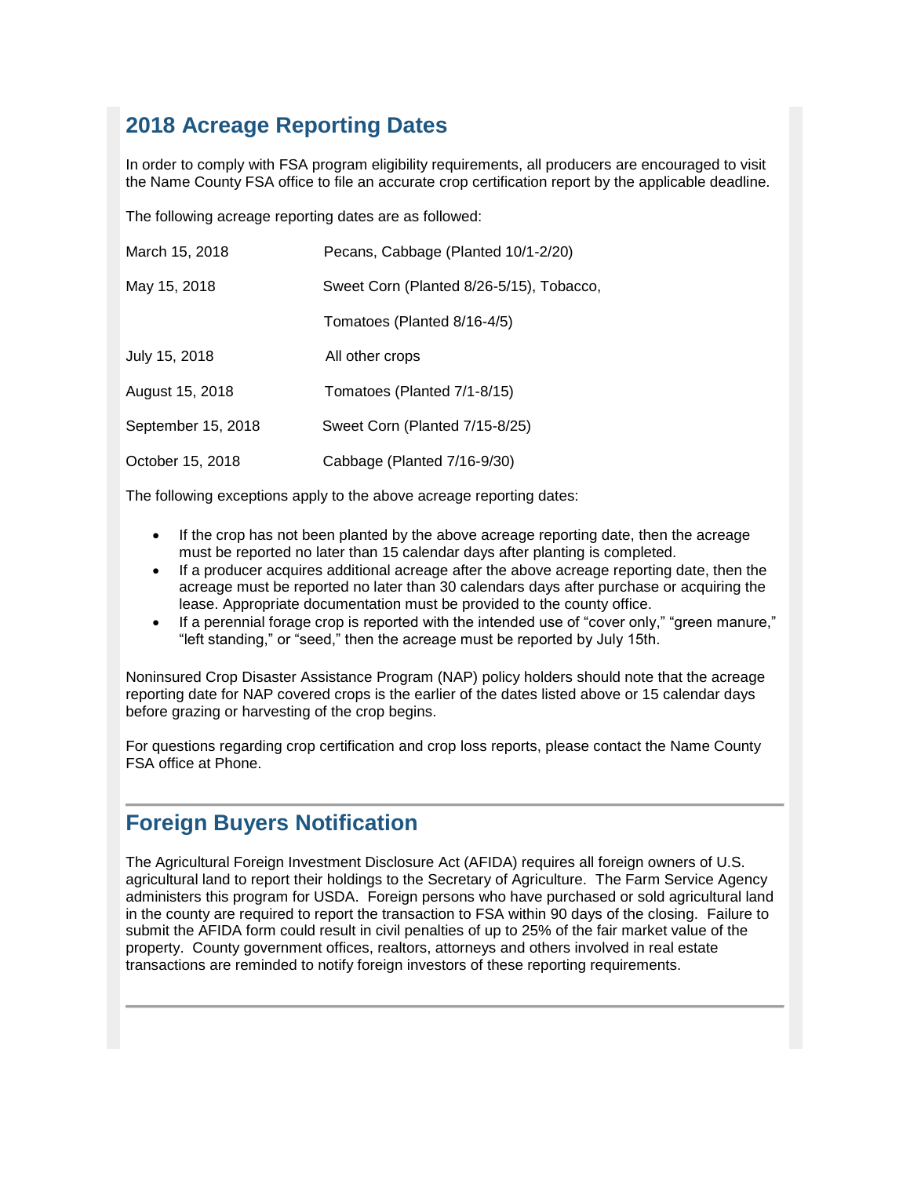## 2018 Acreage Reporting Dates

In order to comply with FSA program eligibility requirements, all producers are encouraged to visit the Name County FSA office to file an accurate crop certification report by the applicable deadline.

The following acreage reporting dates are as followed:

| | |
|---|---|
| March 15, 2018 | Pecans, Cabbage (Planted 10/1-2/20) |
| May 15, 2018 | Sweet Corn (Planted 8/26-5/15), Tobacco, |
| | Tomatoes (Planted 8/16-4/5) |
| July 15, 2018 | All other crops |
| August 15, 2018 | Tomatoes (Planted 7/1-8/15) |
| September 15, 2018 | Sweet Corn (Planted 7/15-8/25) |
| October 15, 2018 | Cabbage (Planted 7/16-9/30) |

The following exceptions apply to the above acreage reporting dates:

- If the crop has not been planted by the above acreage reporting date, then the acreage must be reported no later than 15 calendar days after planting is completed.
- If a producer acquires additional acreage after the above acreage reporting date, then the acreage must be reported no later than 30 calendars days after purchase or acquiring the lease. Appropriate documentation must be provided to the county office.
- If a perennial forage crop is reported with the intended use of "cover only," "green manure," "left standing," or "seed," then the acreage must be reported by July 15th.

Noninsured Crop Disaster Assistance Program (NAP) policy holders should note that the acreage reporting date for NAP covered crops is the earlier of the dates listed above or 15 calendar days before grazing or harvesting of the crop begins.

For questions regarding crop certification and crop loss reports, please contact the Name County FSA office at Phone.

---

## Foreign Buyers Notification

The Agricultural Foreign Investment Disclosure Act (AFIDA) requires all foreign owners of U.S. agricultural land to report their holdings to the Secretary of Agriculture. The Farm Service Agency administers this program for USDA. Foreign persons who have purchased or sold agricultural land in the county are required to report the transaction to FSA within 90 days of the closing. Failure to submit the AFIDA form could result in civil penalties of up to 25% of the fair market value of the property. County government offices, realtors, attorneys and others involved in real estate transactions are reminded to notify foreign investors of these reporting requirements.

---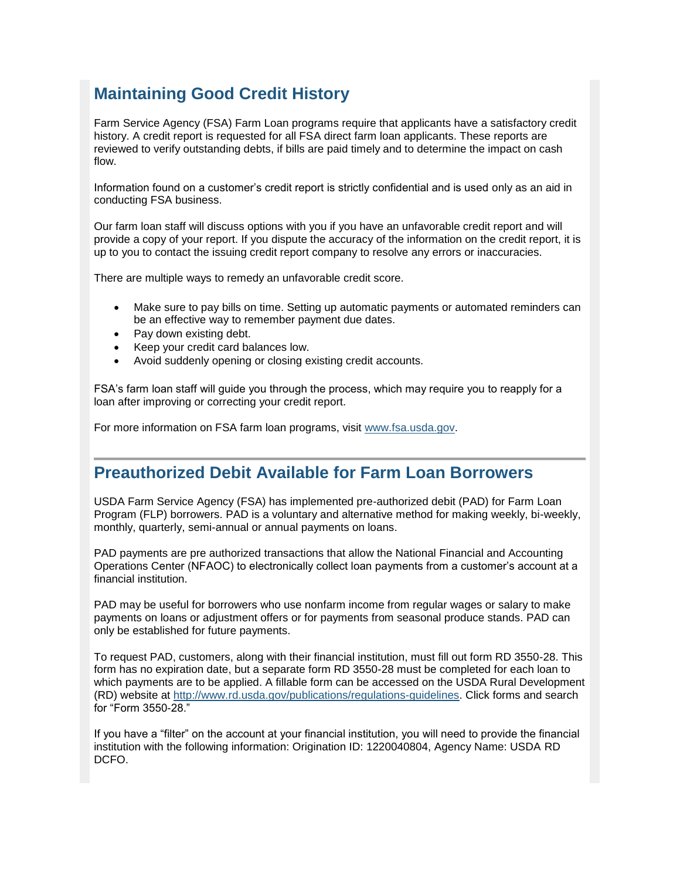## Maintaining Good Credit History

Farm Service Agency (FSA) Farm Loan programs require that applicants have a satisfactory credit history. A credit report is requested for all FSA direct farm loan applicants. These reports are reviewed to verify outstanding debts, if bills are paid timely and to determine the impact on cash flow.

Information found on a customer's credit report is strictly confidential and is used only as an aid in conducting FSA business.

Our farm loan staff will discuss options with you if you have an unfavorable credit report and will provide a copy of your report. If you dispute the accuracy of the information on the credit report, it is up to you to contact the issuing credit report company to resolve any errors or inaccuracies.

There are multiple ways to remedy an unfavorable credit score.

- Make sure to pay bills on time. Setting up automatic payments or automated reminders can be an effective way to remember payment due dates.
- Pay down existing debt.
- Keep your credit card balances low.
- Avoid suddenly opening or closing existing credit accounts.

FSA's farm loan staff will guide you through the process, which may require you to reapply for a loan after improving or correcting your credit report.

For more information on FSA farm loan programs, visit [www.fsa.usda.gov](http://www.fsa.usda.gov).

---

## Preauthorized Debit Available for Farm Loan Borrowers

USDA Farm Service Agency (FSA) has implemented pre-authorized debit (PAD) for Farm Loan Program (FLP) borrowers. PAD is a voluntary and alternative method for making weekly, bi-weekly, monthly, quarterly, semi-annual or annual payments on loans.

PAD payments are pre authorized transactions that allow the National Financial and Accounting Operations Center (NFAOC) to electronically collect loan payments from a customer's account at a financial institution.

PAD may be useful for borrowers who use nonfarm income from regular wages or salary to make payments on loans or adjustment offers or for payments from seasonal produce stands. PAD can only be established for future payments.

To request PAD, customers, along with their financial institution, must fill out form RD 3550-28. This form has no expiration date, but a separate form RD 3550-28 must be completed for each loan to which payments are to be applied. A fillable form can be accessed on the USDA Rural Development (RD) website at [http://www.rd.usda.gov/publications/regulations-guidelines](http://www.rd.usda.gov/publications/regulations-guidelines). Click forms and search for "Form 3550-28."

If you have a "filter" on the account at your financial institution, you will need to provide the financial institution with the following information: Origination ID: 1220040804, Agency Name: USDA RD DCFO.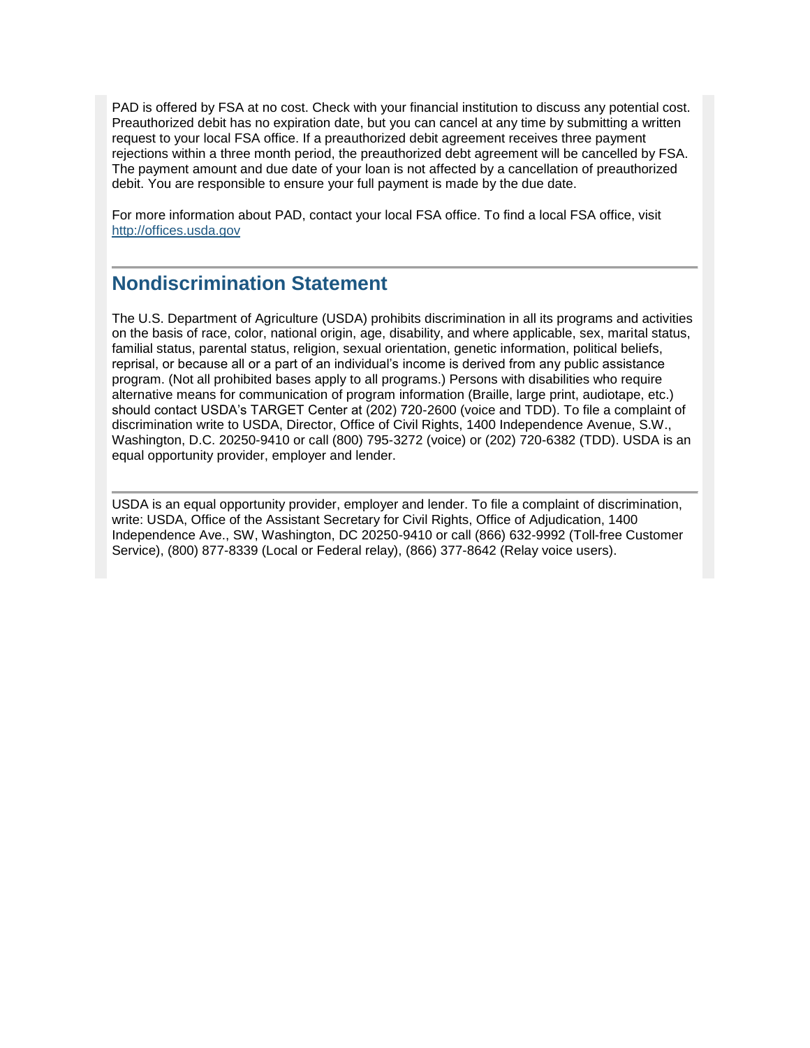PAD is offered by FSA at no cost. Check with your financial institution to discuss any potential cost. Preauthorized debit has no expiration date, but you can cancel at any time by submitting a written request to your local FSA office. If a preauthorized debit agreement receives three payment rejections within a three month period, the preauthorized debt agreement will be cancelled by FSA. The payment amount and due date of your loan is not affected by a cancellation of preauthorized debit. You are responsible to ensure your full payment is made by the due date.

For more information about PAD, contact your local FSA office. To find a local FSA office, visit [http://offices.usda.gov](http://offices.usda.gov)

---

## Nondiscrimination Statement

The U.S. Department of Agriculture (USDA) prohibits discrimination in all its programs and activities on the basis of race, color, national origin, age, disability, and where applicable, sex, marital status, familial status, parental status, religion, sexual orientation, genetic information, political beliefs, reprisal, or because all or a part of an individual's income is derived from any public assistance program. (Not all prohibited bases apply to all programs.) Persons with disabilities who require alternative means for communication of program information (Braille, large print, audiotape, etc.) should contact USDA's TARGET Center at (202) 720-2600 (voice and TDD). To file a complaint of discrimination write to USDA, Director, Office of Civil Rights, 1400 Independence Avenue, S.W., Washington, D.C. 20250-9410 or call (800) 795-3272 (voice) or (202) 720-6382 (TDD). USDA is an equal opportunity provider, employer and lender.

---

USDA is an equal opportunity provider, employer and lender. To file a complaint of discrimination, write: USDA, Office of the Assistant Secretary for Civil Rights, Office of Adjudication, 1400 Independence Ave., SW, Washington, DC 20250-9410 or call (866) 632-9992 (Toll-free Customer Service), (800) 877-8339 (Local or Federal relay), (866) 377-8642 (Relay voice users).